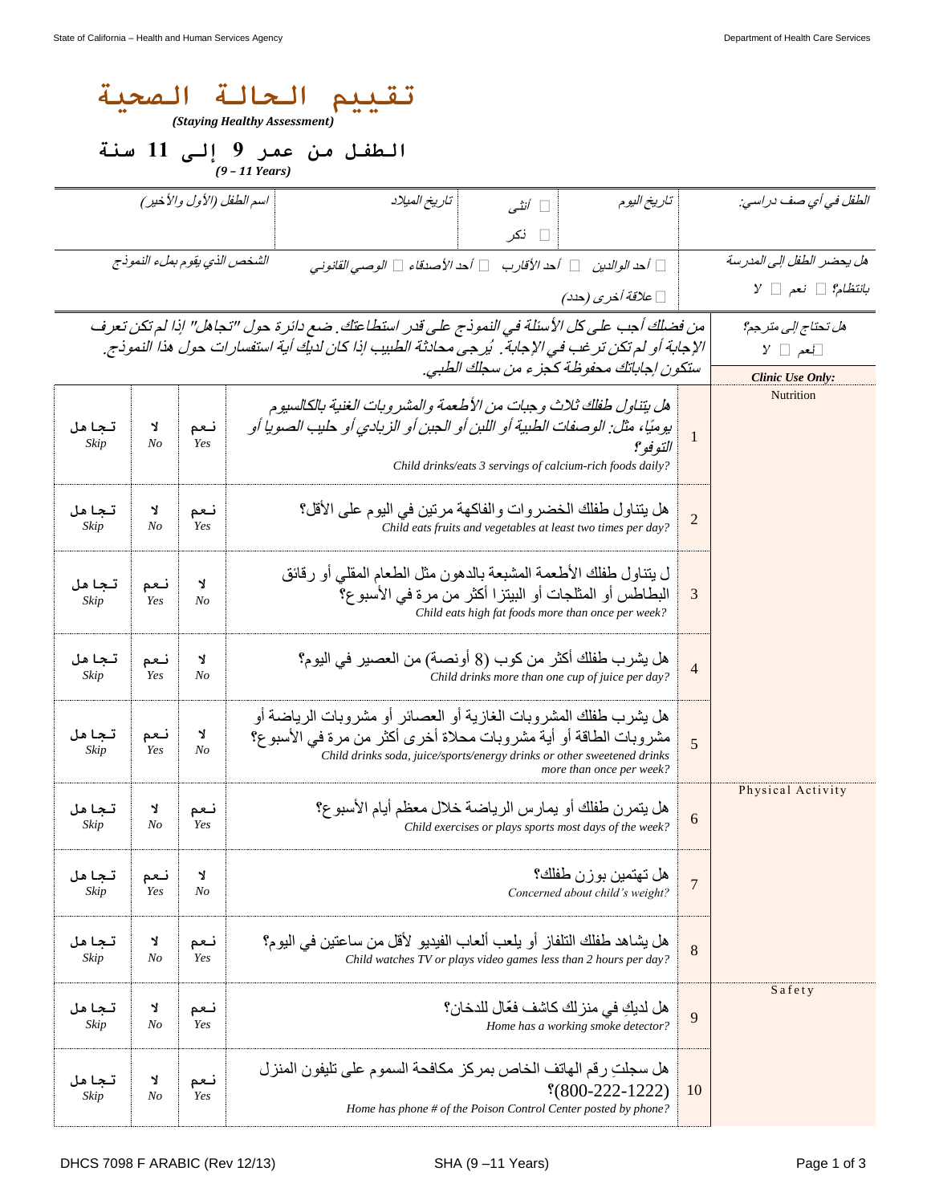# تقييم الحالة الصحية
*(Staying Healthy Assessment)*

## الطفل من عمر 9 إلى 11 سنة
*(9 – 11 Years)*

| الطفل في أي صف دراسي: | تاريخ اليوم | ☐ أنثى ☐ ذكر | تاريخ الميلاد | اسم الطفل (الأول والأخير) |
|---|---|---|---|---|
| هل يحضر الطفل إلى المدرسة بانتظام؟ ☐ نعم ☐ لا | ☐ أحد الوالدين ☐ أحد الأقارب ☐ أحد الأصدقاء ☐ الوصي القانوني ☐ علاقة أخرى (حدد) | | | الشخص الذي يقوم بملء النموذج |

هل تحتاج إلى مترجم؟ ☐ نعم ☐ لا

*من فضلك أجب على كل الأسئلة في النموذج على قدر استطاعتك. ضع دائرة حول "تجاهل" إذا لم تكن تعرف الإجابة أو لم تكن ترغب في الإجابة. يُرجى محادثة الطبيب إذا كان لديك أية استفسارات حول هذا النموذج. ستكون إجاباتك محفوظة كجزء من سجلك الطبي.*

| Clinic Use Only: | # | | | | |
|---|---|---|---|---|---|
| Nutrition | 1 | هل يتناول طفلك ثلاث وجبات من الأطعمة والمشروبات الغنية بالكالسيوم يوميًا، مثل: الوصفات الطبية أو اللبن أو الجبن أو الزبادي أو حليب الصويا أو التوفو؟ *Child drinks/eats 3 servings of calcium-rich foods daily?* | نعم *Yes* | لا *No* | تجاهل *Skip* |
| | 2 | هل يتناول طفلك الخضروات والفاكهة مرتين في اليوم على الأقل؟ *Child eats fruits and vegetables at least two times per day?* | نعم *Yes* | لا *No* | تجاهل *Skip* |
| | 3 | ل يتناول طفلك الأطعمة المشبعة بالدهون مثل الطعام المقلي أو رقائق البطاطس أو المثلجات أو البيتزا أكثر من مرة في الأسبوع؟ *Child eats high fat foods more than once per week?* | لا *No* | نعم *Yes* | تجاهل *Skip* |
| | 4 | هل يشرب طفلك أكثر من كوب (8 أونصة) من العصير في اليوم؟ *Child drinks more than one cup of juice per day?* | لا *No* | نعم *Yes* | تجاهل *Skip* |
| | 5 | هل يشرب طفلك المشروبات الغازية أو العصائر أو مشروبات الرياضة أو مشروبات الطاقة أو أية مشروبات محلاة أخرى أكثر من مرة في الأسبوع؟ *Child drinks soda, juice/sports/energy drinks or other sweetened drinks more than once per week?* | لا *No* | نعم *Yes* | تجاهل *Skip* |
| Physical Activity | 6 | هل يتمرن طفلك أو يمارس الرياضة خلال معظم أيام الأسبوع؟ *Child exercises or plays sports most days of the week?* | نعم *Yes* | لا *No* | تجاهل *Skip* |
| | 7 | هل تهتمين بوزن طفلك؟ *Concerned about child's weight?* | لا *No* | نعم *Yes* | تجاهل *Skip* |
| | 8 | هل يشاهد طفلك التلفاز أو يلعب ألعاب الفيديو لأقل من ساعتين في اليوم؟ *Child watches TV or plays video games less than 2 hours per day?* | نعم *Yes* | لا *No* | تجاهل *Skip* |
| Safety | 9 | هل لديكِ في منزلك كاشف فعّال للدخان؟ *Home has a working smoke detector?* | نعم *Yes* | لا *No* | تجاهل *Skip* |
| | 10 | هل سجلتِ رقم الهاتف الخاص بمركز مكافحة السموم على تليفون المنزل (800-222-1222)؟ *Home has phone # of the Poison Control Center posted by phone?* | نعم *Yes* | لا *No* | تجاهل *Skip* |

DHCS 7098 F ARABIC (Rev 12/13) SHA (9 –11 Years)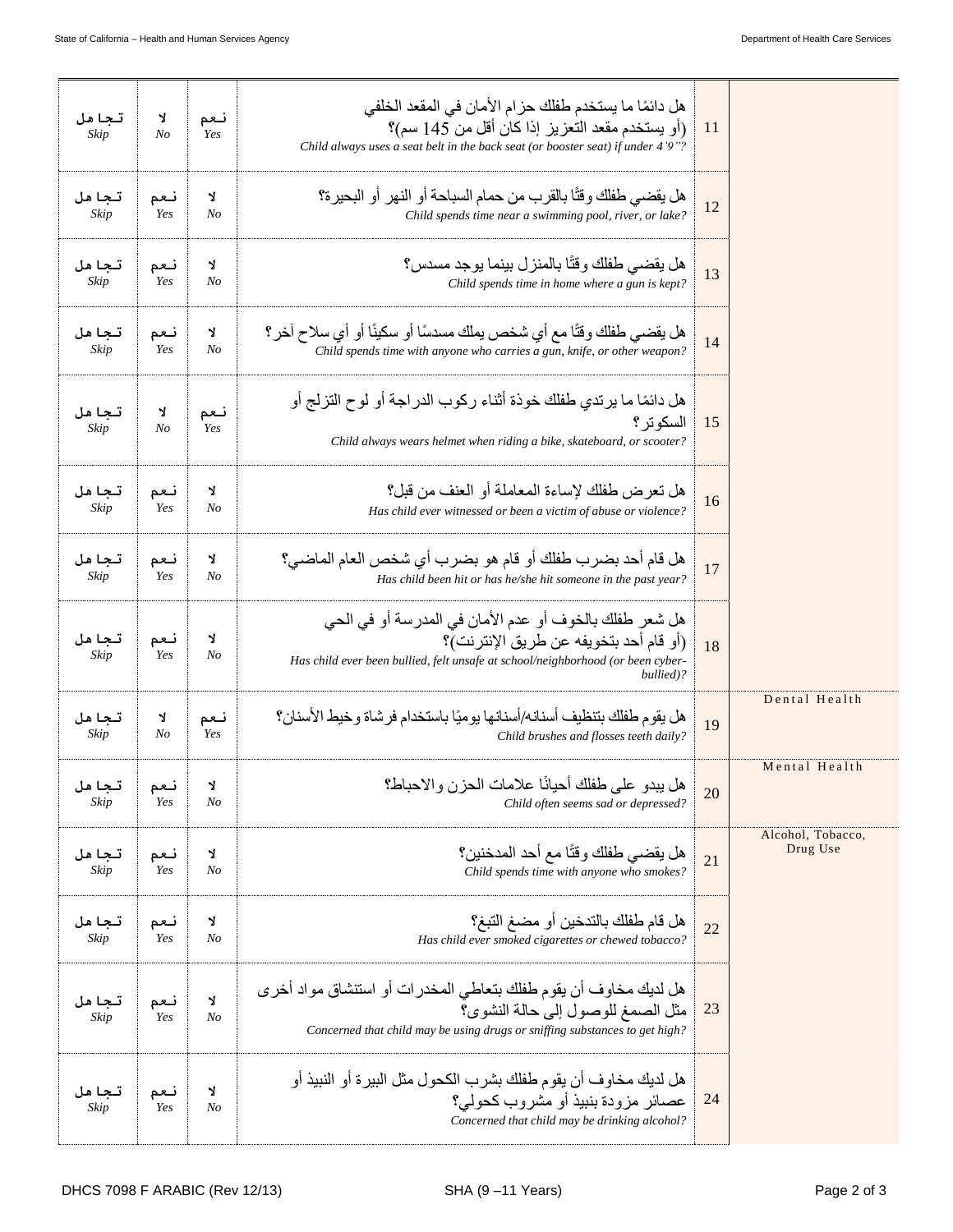| Category | # | Question | | | |
|---|---|---|---|---|---|
| | 11 | هل دائمًا ما يستخدم طفلك حزام الأمان في المقعد الخلفي (أو يستخدم مقعد التعزيز إذا كان أقل من 145 سم)؟ *Child always uses a seat belt in the back seat (or booster seat) if under 4'9"?* | نعم *Yes* | لا *No* | تجاهل *Skip* |
| | 12 | هل يقضي طفلك وقتًا بالقرب من حمام السباحة أو النهر أو البحيرة؟ *Child spends time near a swimming pool, river, or lake?* | لا *No* | نعم *Yes* | تجاهل *Skip* |
| | 13 | هل يقضي طفلك وقتًا بالمنزل بينما يوجد مسدس؟ *Child spends time in home where a gun is kept?* | لا *No* | نعم *Yes* | تجاهل *Skip* |
| | 14 | هل يقضي طفلك وقتًا مع أي شخص يملك مسدسًا أو سكينًا أو أي سلاح آخر؟ *Child spends time with anyone who carries a gun, knife, or other weapon?* | لا *No* | نعم *Yes* | تجاهل *Skip* |
| | 15 | هل دائمًا ما يرتدي طفلك خوذة أثناء ركوب الدراجة أو لوح التزلج أو السكوتر؟ *Child always wears helmet when riding a bike, skateboard, or scooter?* | نعم *Yes* | لا *No* | تجاهل *Skip* |
| | 16 | هل تعرض طفلك لإساءة المعاملة أو العنف من قبل؟ *Has child ever witnessed or been a victim of abuse or violence?* | لا *No* | نعم *Yes* | تجاهل *Skip* |
| | 17 | هل قام أحد بضرب طفلك أو قام هو بضرب أي شخص العام الماضي؟ *Has child been hit or has he/she hit someone in the past year?* | لا *No* | نعم *Yes* | تجاهل *Skip* |
| | 18 | هل شعر طفلك بالخوف أو عدم الأمان في المدرسة أو في الحي (أو قام أحد بتخويفه عن طريق الإنترنت)؟ *Has child ever been bullied, felt unsafe at school/neighborhood (or been cyber-bullied)?* | لا *No* | نعم *Yes* | تجاهل *Skip* |
| Dental Health | 19 | هل يقوم طفلك بتنظيف أسنانه/أسنانها يوميًا باستخدام فرشاة وخيط الأسنان؟ *Child brushes and flosses teeth daily?* | نعم *Yes* | لا *No* | تجاهل *Skip* |
| Mental Health | 20 | هل يبدو على طفلك أحيانًا علامات الحزن والاحباط؟ *Child often seems sad or depressed?* | لا *No* | نعم *Yes* | تجاهل *Skip* |
| Alcohol, Tobacco, Drug Use | 21 | هل يقضي طفلك وقتًا مع أحد المدخنين؟ *Child spends time with anyone who smokes?* | لا *No* | نعم *Yes* | تجاهل *Skip* |
| | 22 | هل قام طفلك بالتدخين أو مضغ التبغ؟ *Has child ever smoked cigarettes or chewed tobacco?* | لا *No* | نعم *Yes* | تجاهل *Skip* |
| | 23 | هل لديك مخاوف أن يقوم طفلك بتعاطي المخدرات أو استنشاق مواد أخرى مثل الصمغ للوصول إلى حالة النشوى؟ *Concerned that child may be using drugs or sniffing substances to get high?* | لا *No* | نعم *Yes* | تجاهل *Skip* |
| | 24 | هل لديك مخاوف أن يقوم طفلك بشرب الكحول مثل البيرة أو النبيذ أو عصائر مزودة بنبيذ أو مشروب كحولي؟ *Concerned that child may be drinking alcohol?* | لا *No* | نعم *Yes* | تجاهل *Skip* |

DHCS 7098 F ARABIC (Rev 12/13) SHA (9 –11 Years)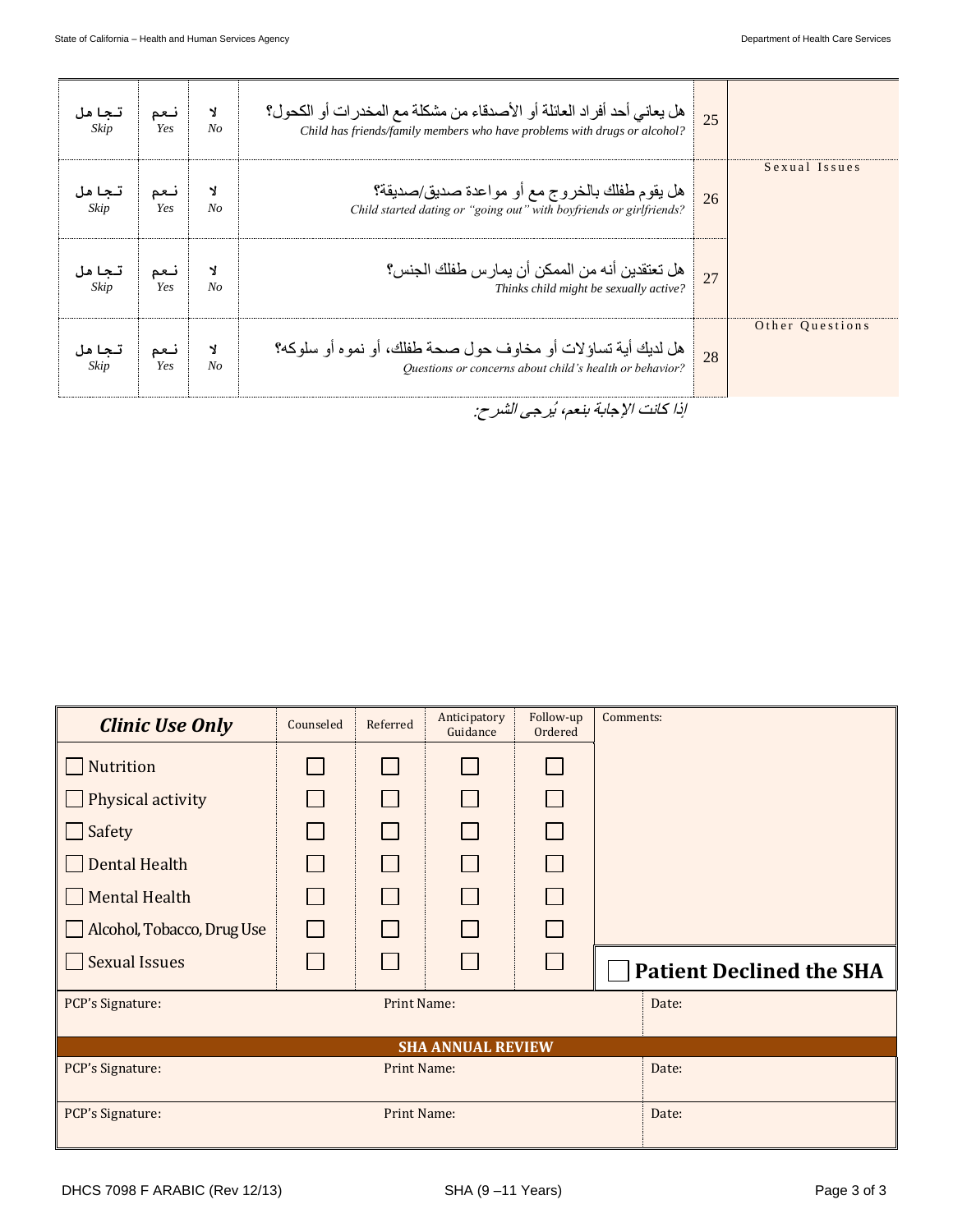| | | | | | |
|---|---|---|---|---|---|
| تجاهل *Skip* | نعم *Yes* | لا *No* | هل يعاني أحد أفراد العائلة أو الأصدقاء من مشكلة مع المخدرات أو الكحول؟ *Child has friends/family members who have problems with drugs or alcohol?* | 25 | |
| تجاهل *Skip* | نعم *Yes* | لا *No* | هل يقوم طفلك بالخروج مع أو مواعدة صديق/صديقة؟ *Child started dating or "going out" with boyfriends or girlfriends?* | 26 | Sexual Issues |
| تجاهل *Skip* | نعم *Yes* | لا *No* | هل تعتقدين أنه من الممكن أن يمارس طفلك الجنس؟ *Thinks child might be sexually active?* | 27 | |
| تجاهل *Skip* | نعم *Yes* | لا *No* | هل لديك أية تساؤلات أو مخاوف حول صحة طفلك، أو نموه أو سلوكه؟ *Questions or concerns about child's health or behavior?* | 28 | Other Questions |

*إذا كانت الإجابة بنعم، يُرجى الشرح:*

| ***Clinic Use Only*** | Counseled | Referred | Anticipatory Guidance | Follow-up Ordered | Comments: |
|---|---|---|---|---|---|
| ☐ Nutrition | ☐ | ☐ | ☐ | ☐ | |
| ☐ Physical activity | ☐ | ☐ | ☐ | ☐ | |
| ☐ Safety | ☐ | ☐ | ☐ | ☐ | |
| ☐ Dental Health | ☐ | ☐ | ☐ | ☐ | |
| ☐ Mental Health | ☐ | ☐ | ☐ | ☐ | |
| ☐ Alcohol, Tobacco, Drug Use | ☐ | ☐ | ☐ | ☐ | |
| ☐ Sexual Issues | ☐ | ☐ | ☐ | ☐ | ☐ **Patient Declined the SHA** |

| | | |
|---|---|---|
| PCP's Signature: | Print Name: | Date: |
| **SHA ANNUAL REVIEW** | | |
| PCP's Signature: | Print Name: | Date: |
| PCP's Signature: | Print Name: | Date: |

DHCS 7098 F ARABIC (Rev 12/13) SHA (9 –11 Years)